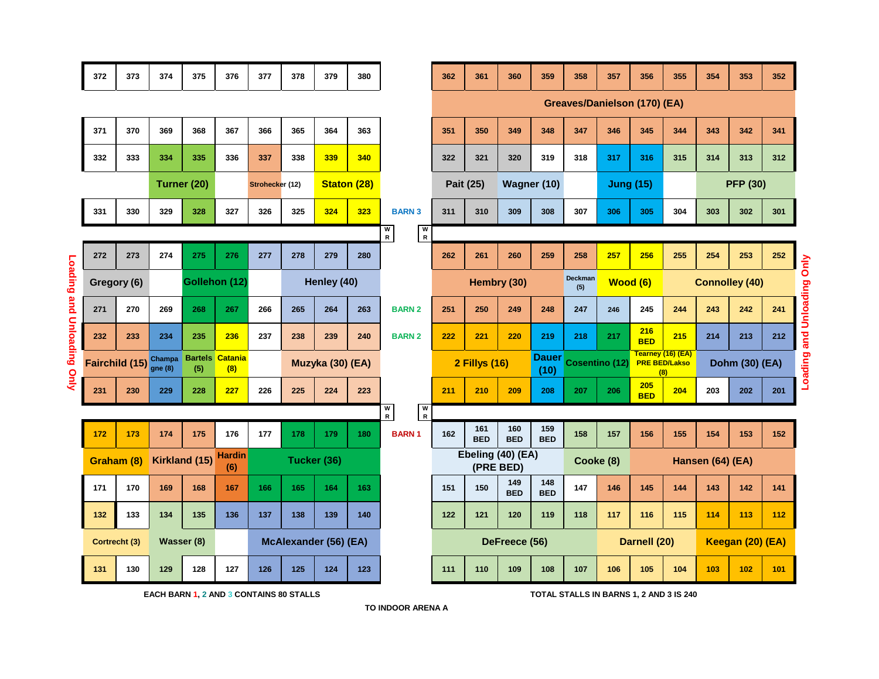## BARN 3

| 372 | 373 | 374 | 375 | 376 | 377 | 378 | 379 | 380 | | 362 | 361 | 360 | 359 | 358 | 357 | 356 | 355 | 354 | 353 | 352 |
|---|---|---|---|---|---|---|---|---|---|---|---|---|---|---|---|---|---|---|---|---|
| | | | | | | | | | | Greaves/Danielson (170) (EA) | | | | | | | | | | |
| 371 | 370 | 369 | 368 | 367 | 366 | 365 | 364 | 363 | | 351 | 350 | 349 | 348 | 347 | 346 | 345 | 344 | 343 | 342 | 341 |
| 332 | 333 | 334 | 335 | 336 | 337 | 338 | 339 | 340 | | 322 | 321 | 320 | 319 | 318 | 317 | 316 | 315 | 314 | 313 | 312 |
| | | Turner (20) | | | Strohecker (12) | | Staton (28) | | | Pait (25) | | Wagner (10) | | | Jung (15) | | | PFP (30) | | |
| 331 | 330 | 329 | 328 | 327 | 326 | 325 | 324 | 323 | BARN 3 | 311 | 310 | 309 | 308 | 307 | 306 | 305 | 304 | 303 | 302 | 301 |

WR WR

## BARN 2

| 272 | 273 | 274 | 275 | 276 | 277 | 278 | 279 | 280 | | 262 | 261 | 260 | 259 | 258 | 257 | 256 | 255 | 254 | 253 | 252 |
|---|---|---|---|---|---|---|---|---|---|---|---|---|---|---|---|---|---|---|---|---|
| Gregory (6) | | | Gollehon (12) | | | Henley (40) | | | | Hembry (30) | | | | Deckman (5) | Wood (6) | | Connolley (40) | | | |
| 271 | 270 | 269 | 268 | 267 | 266 | 265 | 264 | 263 | BARN 2 | 251 | 250 | 249 | 248 | 247 | 246 | 245 | 244 | 243 | 242 | 241 |
| 232 | 233 | 234 | 235 | 236 | 237 | 238 | 239 | 240 | BARN 2 | 222 | 221 | 220 | 219 | 218 | 217 | 216 BED | 215 | 214 | 213 | 212 |
| Fairchild (15) | | Champagne (8) | Bartels (5) | Catania (8) | | Muzyka (30) (EA) | | | | 2 Fillys (16) | | | Dauer (10) | Cosentino (12) | | Tearney (16) (EA) PRE BED/Lakso (8) | | Dohm (30) (EA) | | |
| 231 | 230 | 229 | 228 | 227 | 226 | 225 | 224 | 223 | | 211 | 210 | 209 | 208 | 207 | 206 | 205 BED | 204 | 203 | 202 | 201 |

WR WR

## BARN 1

| 172 | 173 | 174 | 175 | 176 | 177 | 178 | 179 | 180 | BARN 1 | 162 | 161 BED | 160 BED | 159 BED | 158 | 157 | 156 | 155 | 154 | 153 | 152 |
|---|---|---|---|---|---|---|---|---|---|---|---|---|---|---|---|---|---|---|---|---|
| Graham (8) | | Kirkland (15) | | Hardin (6) | Tucker (36) | | | | | Ebeling (40) (EA) (PRE BED) | | | | Cooke (8) | | Hansen (64) (EA) | | | | |
| 171 | 170 | 169 | 168 | 167 | 166 | 165 | 164 | 163 | | 151 | 150 | 149 BED | 148 BED | 147 | 146 | 145 | 144 | 143 | 142 | 141 |
| 132 | 133 | 134 | 135 | 136 | 137 | 138 | 139 | 140 | | 122 | 121 | 120 | 119 | 118 | 117 | 116 | 115 | 114 | 113 | 112 |
| Cortrecht (3) | | Wasser (8) | | | McAlexander (56) (EA) | | | | | DeFreece (56) | | | | | Darnell (20) | | | Keegan (20) (EA) | | |
| 131 | 130 | 129 | 128 | 127 | 126 | 125 | 124 | 123 | | 111 | 110 | 109 | 108 | 107 | 106 | 105 | 104 | 103 | 102 | 101 |

Loading and Unloading Only (left side)

Loading and Unloading Only (right side)

EACH BARN 1, 2 AND 3 CONTAINS 80 STALLS

TOTAL STALLS IN BARNS 1, 2 AND 3 IS 240

TO INDOOR ARENA A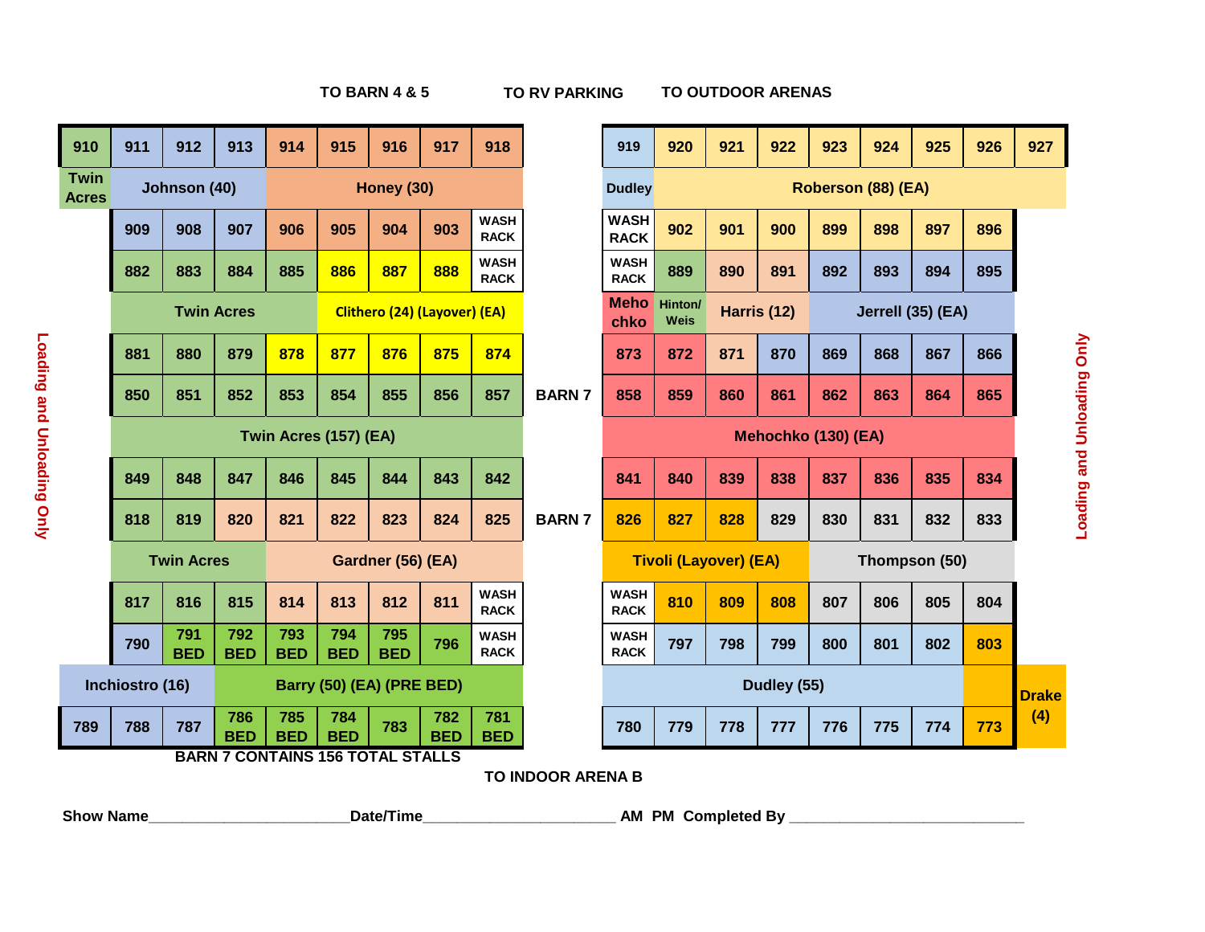TO BARN 4 & 5 TO RV PARKING TO OUTDOOR ARENAS

Loading and Unloading Only

| | | | | | | | | | | | | | | | | | | | | |
|---|---|---|---|---|---|---|---|---|---|---|---|---|---|---|---|---|---|---|---|---|
| 910 | 911 | 912 | 913 | 914 | 915 | 916 | 917 | 918 | | 919 | 920 | 921 | 922 | 923 | 924 | 925 | 926 | 927 |
| Twin Acres | Johnson (40) | | | Honey (30) | | | | | | Dudley | Roberson (88) (EA) | | | | | | | |
| | 909 | 908 | 907 | 906 | 905 | 904 | 903 | WASH RACK | | WASH RACK | 902 | 901 | 900 | 899 | 898 | 897 | 896 | |
| | 882 | 883 | 884 | 885 | 886 | 887 | 888 | WASH RACK | | WASH RACK | 889 | 890 | 891 | 892 | 893 | 894 | 895 | |
| | Twin Acres | | | | Clithero (24) (Layover) (EA) | | | | | Mehochko | Hinton/ Weis | Harris (12) | | Jerrell (35) (EA) | | | | |
| | 881 | 880 | 879 | 878 | 877 | 876 | 875 | 874 | | 873 | 872 | 871 | 870 | 869 | 868 | 867 | 866 | |
| | 850 | 851 | 852 | 853 | 854 | 855 | 856 | 857 | BARN 7 | 858 | 859 | 860 | 861 | 862 | 863 | 864 | 865 | |
| | Twin Acres (157) (EA) | | | | | | | | | Mehochko (130) (EA) | | | | | | | | |
| | 849 | 848 | 847 | 846 | 845 | 844 | 843 | 842 | | 841 | 840 | 839 | 838 | 837 | 836 | 835 | 834 | |
| | 818 | 819 | 820 | 821 | 822 | 823 | 824 | 825 | BARN 7 | 826 | 827 | 828 | 829 | 830 | 831 | 832 | 833 | |
| | Twin Acres | | | Gardner (56) (EA) | | | | | | Tivoli (Layover) (EA) | | | | Thompson (50) | | | | |
| | 817 | 816 | 815 | 814 | 813 | 812 | 811 | WASH RACK | | WASH RACK | 810 | 809 | 808 | 807 | 806 | 805 | 804 | |
| | 790 | 791 BED | 792 BED | 793 BED | 794 BED | 795 BED | 796 | WASH RACK | | WASH RACK | 797 | 798 | 799 | 800 | 801 | 802 | 803 | |
| Inchiostro (16) | | | Barry (50) (EA) (PRE BED) | | | | | | | Dudley (55) | | | | | | | | Drake (4) |
| 789 | 788 | 787 | 786 BED | 785 BED | 784 BED | 783 | 782 BED | 781 BED | | 780 | 779 | 778 | 777 | 776 | 775 | 774 | 773 | |

Loading and Unloading Only

BARN 7 CONTAINS 156 TOTAL STALLS

TO INDOOR ARENA B

Show Name________________________ Date/Time_______________________ AM PM Completed By _____________________________